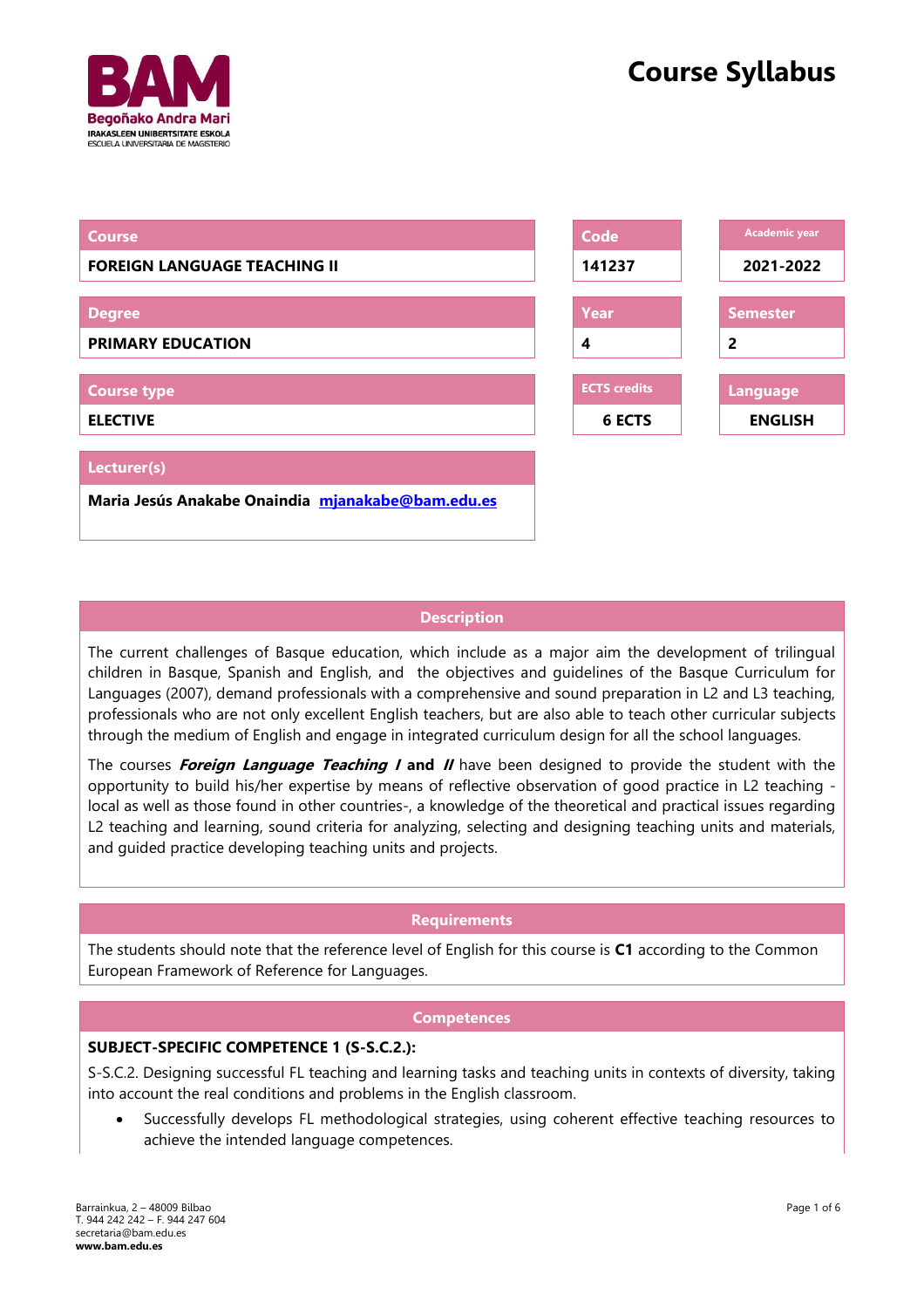# Course Syllabus

| Course | Code | Academic year |
|---|---|---|
| **FOREIGN LANGUAGE TEACHING II** | **141237** | **2021-2022** |

| Degree | Year | Semester |
|---|---|---|
| **PRIMARY EDUCATION** | **4** | **2** |

| Course type | ECTS credits | Language |
|---|---|---|
| **ELECTIVE** | **6 ECTS** | **ENGLISH** |

| Lecturer(s) |
|---|
| **Maria Jesús Anakabe Onaindia** **mjanakabe@bam.edu.es** |

## Description

The current challenges of Basque education, which include as a major aim the development of trilingual children in Basque, Spanish and English, and the objectives and guidelines of the Basque Curriculum for Languages (2007), demand professionals with a comprehensive and sound preparation in L2 and L3 teaching, professionals who are not only excellent English teachers, but are also able to teach other curricular subjects through the medium of English and engage in integrated curriculum design for all the school languages.

The courses ***Foreign Language Teaching I*** **and** ***II*** have been designed to provide the student with the opportunity to build his/her expertise by means of reflective observation of good practice in L2 teaching -local as well as those found in other countries-, a knowledge of the theoretical and practical issues regarding L2 teaching and learning, sound criteria for analyzing, selecting and designing teaching units and materials, and guided practice developing teaching units and projects.

## Requirements

The students should note that the reference level of English for this course is **C1** according to the Common European Framework of Reference for Languages.

## Competences

**SUBJECT-SPECIFIC COMPETENCE 1 (S-S.C.2.):**

S-S.C.2. Designing successful FL teaching and learning tasks and teaching units in contexts of diversity, taking into account the real conditions and problems in the English classroom.

- Successfully develops FL methodological strategies, using coherent effective teaching resources to achieve the intended language competences.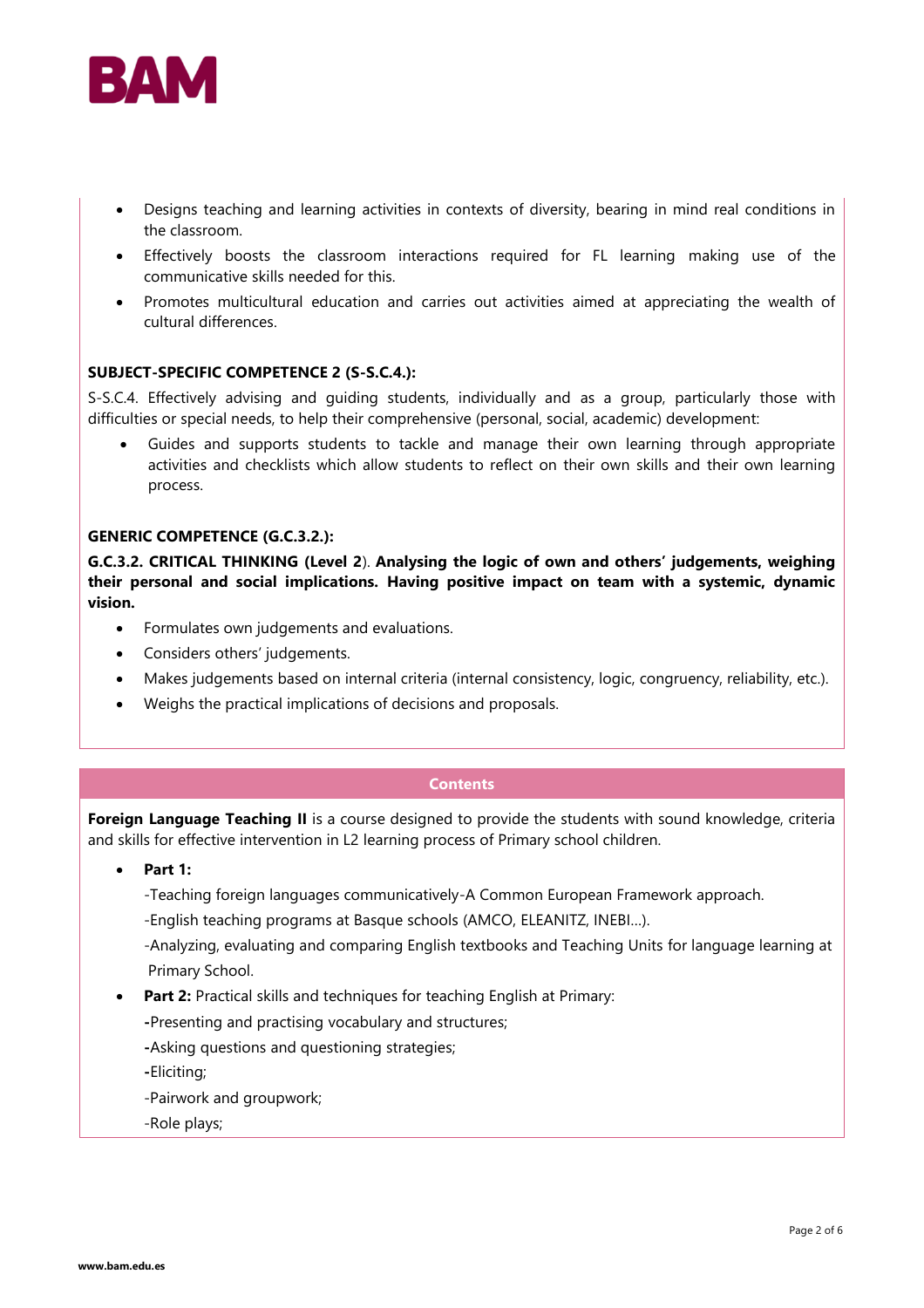- Designs teaching and learning activities in contexts of diversity, bearing in mind real conditions in the classroom.
- Effectively boosts the classroom interactions required for FL learning making use of the communicative skills needed for this.
- Promotes multicultural education and carries out activities aimed at appreciating the wealth of cultural differences.

**SUBJECT-SPECIFIC COMPETENCE 2 (S-S.C.4.):**

S-S.C.4. Effectively advising and guiding students, individually and as a group, particularly those with difficulties or special needs, to help their comprehensive (personal, social, academic) development:

- Guides and supports students to tackle and manage their own learning through appropriate activities and checklists which allow students to reflect on their own skills and their own learning process.

**GENERIC COMPETENCE (G.C.3.2.):**

**G.C.3.2. CRITICAL THINKING (Level 2**). **Analysing the logic of own and others' judgements, weighing their personal and social implications. Having positive impact on team with a systemic, dynamic vision.**

- Formulates own judgements and evaluations.
- Considers others' judgements.
- Makes judgements based on internal criteria (internal consistency, logic, congruency, reliability, etc.).
- Weighs the practical implications of decisions and proposals.

## Contents

**Foreign Language Teaching II** is a course designed to provide the students with sound knowledge, criteria and skills for effective intervention in L2 learning process of Primary school children.

- **Part 1:**

  -Teaching foreign languages communicatively-A Common European Framework approach.

  -English teaching programs at Basque schools (AMCO, ELEANITZ, INEBI...).

  -Analyzing, evaluating and comparing English textbooks and Teaching Units for language learning at Primary School.

- **Part 2:** Practical skills and techniques for teaching English at Primary:

  -Presenting and practising vocabulary and structures;

  -Asking questions and questioning strategies;

  -Eliciting;

  -Pairwork and groupwork;

  -Role plays;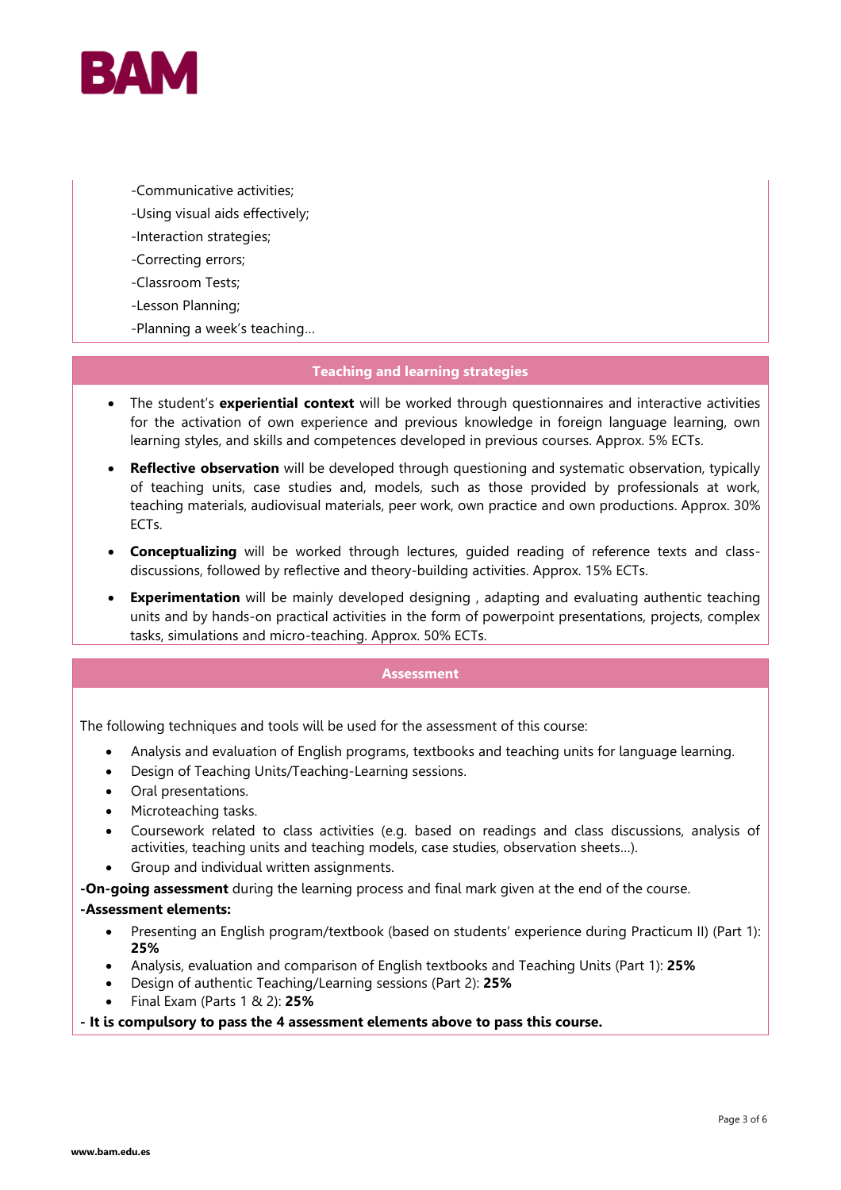-Communicative activities;

-Using visual aids effectively;

-Interaction strategies;

-Correcting errors;

-Classroom Tests;

-Lesson Planning;

-Planning a week's teaching…

## Teaching and learning strategies

- The student's **experiential context** will be worked through questionnaires and interactive activities for the activation of own experience and previous knowledge in foreign language learning, own learning styles, and skills and competences developed in previous courses. Approx. 5% ECTs.
- **Reflective observation** will be developed through questioning and systematic observation, typically of teaching units, case studies and, models, such as those provided by professionals at work, teaching materials, audiovisual materials, peer work, own practice and own productions. Approx. 30% ECTs.
- **Conceptualizing** will be worked through lectures, guided reading of reference texts and class-discussions, followed by reflective and theory-building activities. Approx. 15% ECTs.
- **Experimentation** will be mainly developed designing , adapting and evaluating authentic teaching units and by hands-on practical activities in the form of powerpoint presentations, projects, complex tasks, simulations and micro-teaching. Approx. 50% ECTs.

## Assessment

The following techniques and tools will be used for the assessment of this course:

- Analysis and evaluation of English programs, textbooks and teaching units for language learning.
- Design of Teaching Units/Teaching-Learning sessions.
- Oral presentations.
- Microteaching tasks.
- Coursework related to class activities (e.g. based on readings and class discussions, analysis of activities, teaching units and teaching models, case studies, observation sheets…).
- Group and individual written assignments.

**-On-going assessment** during the learning process and final mark given at the end of the course.

**-Assessment elements:**

- Presenting an English program/textbook (based on students' experience during Practicum II) (Part 1): **25%**
- Analysis, evaluation and comparison of English textbooks and Teaching Units (Part 1): **25%**
- Design of authentic Teaching/Learning sessions (Part 2): **25%**
- Final Exam (Parts 1 & 2): **25%**

**- It is compulsory to pass the 4 assessment elements above to pass this course.**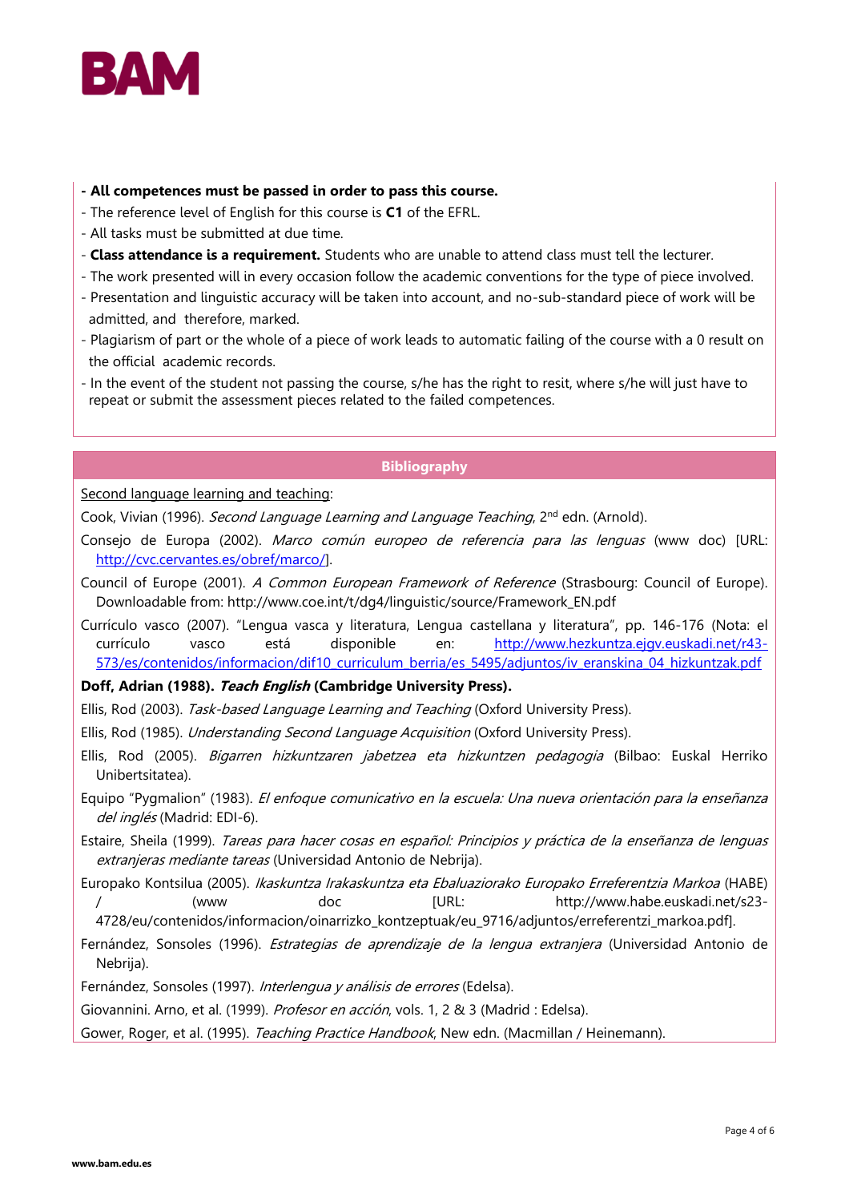**- All competences must be passed in order to pass this course.**

- The reference level of English for this course is **C1** of the EFRL.
- All tasks must be submitted at due time.
- **Class attendance is a requirement.** Students who are unable to attend class must tell the lecturer.
- The work presented will in every occasion follow the academic conventions for the type of piece involved.
- Presentation and linguistic accuracy will be taken into account, and no-sub-standard piece of work will be admitted, and therefore, marked.
- Plagiarism of part or the whole of a piece of work leads to automatic failing of the course with a 0 result on the official academic records.
- In the event of the student not passing the course, s/he has the right to resit, where s/he will just have to repeat or submit the assessment pieces related to the failed competences.

## Bibliography

Second language learning and teaching:

Cook, Vivian (1996). *Second Language Learning and Language Teaching*, 2nd edn. (Arnold).

Consejo de Europa (2002). *Marco común europeo de referencia para las lenguas* (www doc) [URL: http://cvc.cervantes.es/obref/marco/].

Council of Europe (2001). *A Common European Framework of Reference* (Strasbourg: Council of Europe). Downloadable from: http://www.coe.int/t/dg4/linguistic/source/Framework_EN.pdf

Currículo vasco (2007). "Lengua vasca y literatura, Lengua castellana y literatura", pp. 146-176 (Nota: el currículo vasco está disponible en: http://www.hezkuntza.ejgv.euskadi.net/r43-573/es/contenidos/informacion/dif10_curriculum_berria/es_5495/adjuntos/iv_eranskina_04_hizkuntzak.pdf

**Doff, Adrian (1988). *Teach English* (Cambridge University Press).**

Ellis, Rod (2003). *Task-based Language Learning and Teaching* (Oxford University Press).

Ellis, Rod (1985). *Understanding Second Language Acquisition* (Oxford University Press).

Ellis, Rod (2005). *Bigarren hizkuntzaren jabetzea eta hizkuntzen pedagogia* (Bilbao: Euskal Herriko Unibertsitatea).

Equipo "Pygmalion" (1983). *El enfoque comunicativo en la escuela: Una nueva orientación para la enseñanza del inglés* (Madrid: EDI-6).

Estaire, Sheila (1999). *Tareas para hacer cosas en español: Principios y práctica de la enseñanza de lenguas extranjeras mediante tareas* (Universidad Antonio de Nebrija).

Europako Kontsilua (2005). *Ikaskuntza Irakaskuntza eta Ebaluaziorako Europako Erreferentzia Markoa* (HABE) / (www doc [URL: http://www.habe.euskadi.net/s23-4728/eu/contenidos/informacion/oinarrizko_kontzeptuak/eu_9716/adjuntos/erreferentzi_markoa.pdf].

Fernández, Sonsoles (1996). *Estrategias de aprendizaje de la lengua extranjera* (Universidad Antonio de Nebrija).

Fernández, Sonsoles (1997). *Interlengua y análisis de errores* (Edelsa).

Giovannini. Arno, et al. (1999). *Profesor en acción*, vols. 1, 2 & 3 (Madrid : Edelsa).

Gower, Roger, et al. (1995). *Teaching Practice Handbook*, New edn. (Macmillan / Heinemann).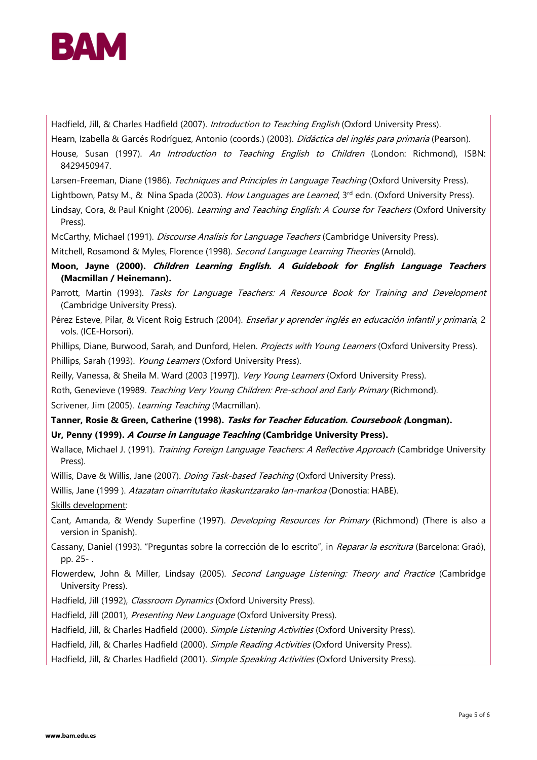Hadfield, Jill, & Charles Hadfield (2007). *Introduction to Teaching English* (Oxford University Press).

Hearn, Izabella & Garcés Rodríguez, Antonio (coords.) (2003). *Didáctica del inglés para primaria* (Pearson).

House, Susan (1997). *An Introduction to Teaching English to Children* (London: Richmond), ISBN: 8429450947.

Larsen-Freeman, Diane (1986). *Techniques and Principles in Language Teaching* (Oxford University Press).

Lightbown, Patsy M., & Nina Spada (2003). *How Languages are Learned*, 3rd edn. (Oxford University Press).

Lindsay, Cora, & Paul Knight (2006). *Learning and Teaching English: A Course for Teachers* (Oxford University Press).

McCarthy, Michael (1991). *Discourse Analisis for Language Teachers* (Cambridge University Press).

Mitchell, Rosamond & Myles, Florence (1998). *Second Language Learning Theories* (Arnold).

**Moon, Jayne (2000). *Children Learning English. A Guidebook for English Language Teachers* (Macmillan / Heinemann).**

Parrott, Martin (1993). *Tasks for Language Teachers: A Resource Book for Training and Development* (Cambridge University Press).

Pérez Esteve, Pilar, & Vicent Roig Estruch (2004). *Enseñar y aprender inglés en educación infantil y primaria,* 2 vols. (ICE-Horsori).

Phillips, Diane, Burwood, Sarah, and Dunford, Helen. *Projects with Young Learners* (Oxford University Press).

Phillips, Sarah (1993). *Young Learners* (Oxford University Press).

Reilly, Vanessa, & Sheila M. Ward (2003 [1997]). *Very Young Learners* (Oxford University Press).

Roth, Genevieve (19989. *Teaching Very Young Children: Pre-school and Early Primary* (Richmond).

Scrivener, Jim (2005). *Learning Teaching* (Macmillan).

**Tanner, Rosie & Green, Catherine (1998). *Tasks for Teacher Education. Coursebook (*Longman).**

**Ur, Penny (1999). *A Course in Language Teaching* (Cambridge University Press).**

Wallace, Michael J. (1991). *Training Foreign Language Teachers: A Reflective Approach* (Cambridge University Press).

Willis, Dave & Willis, Jane (2007). *Doing Task-based Teaching* (Oxford University Press).

Willis, Jane (1999 ). *Atazatan oinarritutako ikaskuntzarako lan-markoa* (Donostia: HABE).

<u>Skills development</u>:

Cant, Amanda, & Wendy Superfine (1997). *Developing Resources for Primary* (Richmond) (There is also a version in Spanish).

Cassany, Daniel (1993). "Preguntas sobre la corrección de lo escrito", in *Reparar la escritura* (Barcelona: Graó), pp. 25- .

Flowerdew, John & Miller, Lindsay (2005). *Second Language Listening: Theory and Practice* (Cambridge University Press).

Hadfield, Jill (1992), *Classroom Dynamics* (Oxford University Press).

Hadfield, Jill (2001), *Presenting New Language* (Oxford University Press).

Hadfield, Jill, & Charles Hadfield (2000). *Simple Listening Activities* (Oxford University Press).

Hadfield, Jill, & Charles Hadfield (2000). *Simple Reading Activities* (Oxford University Press).

Hadfield, Jill, & Charles Hadfield (2001). *Simple Speaking Activities* (Oxford University Press).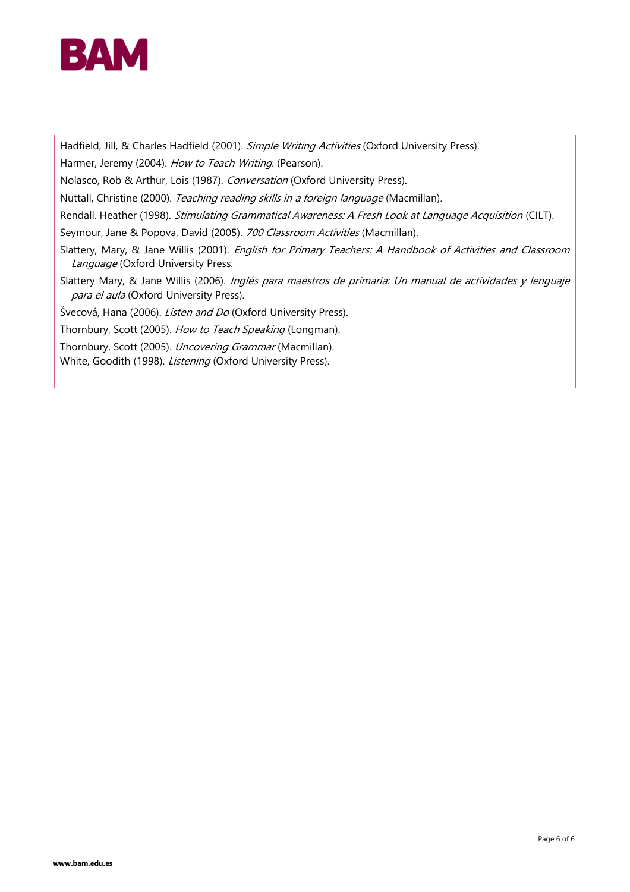Hadfield, Jill, & Charles Hadfield (2001). *Simple Writing Activities* (Oxford University Press).

Harmer, Jeremy (2004). *How to Teach Writing*. (Pearson).

Nolasco, Rob & Arthur, Lois (1987). *Conversation* (Oxford University Press).

Nuttall, Christine (2000). *Teaching reading skills in a foreign language* (Macmillan).

Rendall. Heather (1998). *Stimulating Grammatical Awareness: A Fresh Look at Language Acquisition* (CILT).

Seymour, Jane & Popova, David (2005). *700 Classroom Activities* (Macmillan).

Slattery, Mary, & Jane Willis (2001). *English for Primary Teachers: A Handbook of Activities and Classroom Language* (Oxford University Press.

Slattery Mary, & Jane Willis (2006). *Inglés para maestros de primaria: Un manual de actividades y lenguaje para el aula* (Oxford University Press).

Švecová, Hana (2006). *Listen and Do* (Oxford University Press).

Thornbury, Scott (2005). *How to Teach Speaking* (Longman).

Thornbury, Scott (2005). *Uncovering Grammar* (Macmillan).

White, Goodith (1998). *Listening* (Oxford University Press).